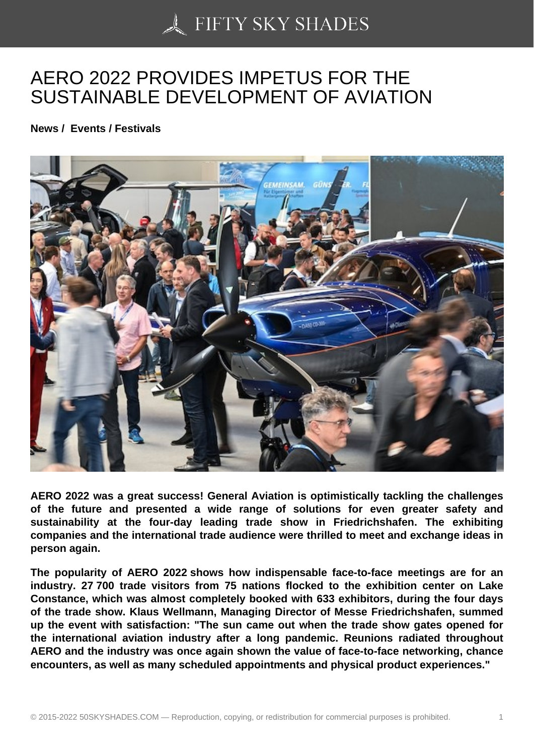# AERO 2022 PROVIDES IMPETUS FOR THE SUSTAINABLE DEVELOPMENT OF AVIATION

**News / Events / Festivals**

**AERO 2022 was a great success! General Aviation is optimistically tackling the challenges of the future and presented a wide range of solutions for even greater safety and sustainability at the four-day leading trade show in Friedrichshafen. The exhibiting companies and the international trade audience were thrilled to meet and exchange ideas in person again.**

**The popularity of AERO 2022 shows how indispensable face-to-face meetings are for an industry. 27 700 trade visitors from 75 nations flocked to the exhibition center on Lake Constance, which was almost completely booked with 633 exhibitors, during the four days of the trade show. Klaus Wellmann, Managing Director of Messe Friedrichshafen, summed up the event with satisfaction: "The sun came out when the trade show gates opened for the international aviation industry after a long pandemic. Reunions radiated throughout AERO and the industry was once again shown the value of face-to-face networking, chance encounters, as well as many scheduled appointments and physical product experiences."**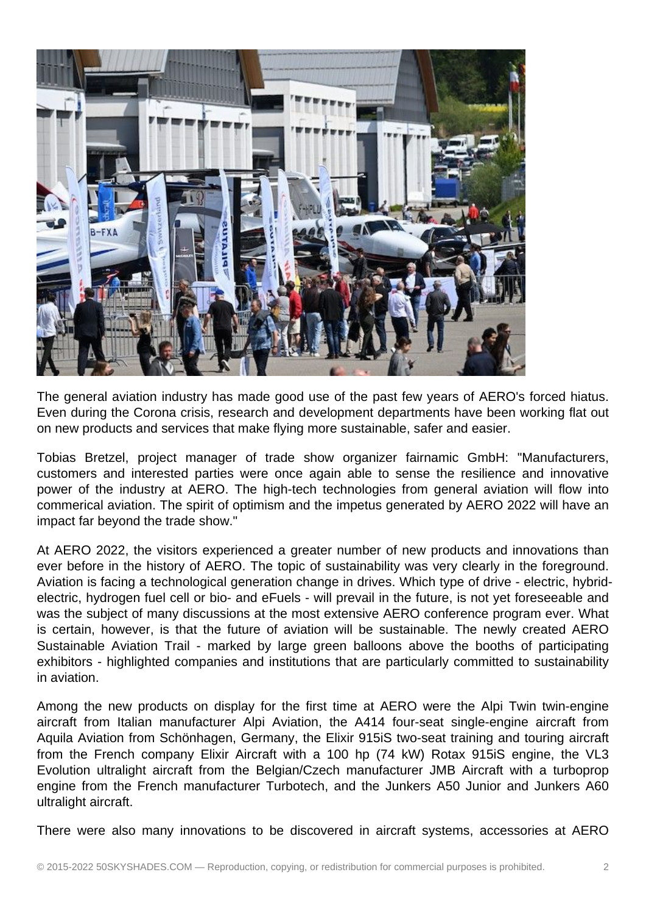The general aviation industry has made good use of the past few years of AERO's forced hiatus. Even during the Corona crisis, research and development departments have been working flat out on new products and services that make flying more sustainable, safer and easier.

Tobias Bretzel, project manager of trade show organizer fairnamic GmbH: "Manufacturers, customers and interested parties were once again able to sense the resilience and innovative power of the industry at AERO. The high-tech technologies from general aviation will flow into commerical aviation. The spirit of optimism and the impetus generated by AERO 2022 will have an impact far beyond the trade show."

At AERO 2022, the visitors experienced a greater number of new products and innovations than ever before in the history of AERO. The topic of sustainability was very clearly in the foreground. Aviation is facing a technological generation change in drives. Which type of drive - electric, hybrid-electric, hydrogen fuel cell or bio- and eFuels - will prevail in the future, is not yet foreseeable and was the subject of many discussions at the most extensive AERO conference program ever. What is certain, however, is that the future of aviation will be sustainable. The newly created AERO Sustainable Aviation Trail - marked by large green balloons above the booths of participating exhibitors - highlighted companies and institutions that are particularly committed to sustainability in aviation.

Among the new products on display for the first time at AERO were the Alpi Twin twin-engine aircraft from Italian manufacturer Alpi Aviation, the A414 four-seat single-engine aircraft from Aquila Aviation from Schönhagen, Germany, the Elixir 915iS two-seat training and touring aircraft from the French company Elixir Aircraft with a 100 hp (74 kW) Rotax 915iS engine, the VL3 Evolution ultralight aircraft from the Belgian/Czech manufacturer JMB Aircraft with a turboprop engine from the French manufacturer Turbotech, and the Junkers A50 Junior and Junkers A60 ultralight aircraft.

There were also many innovations to be discovered in aircraft systems, accessories at AERO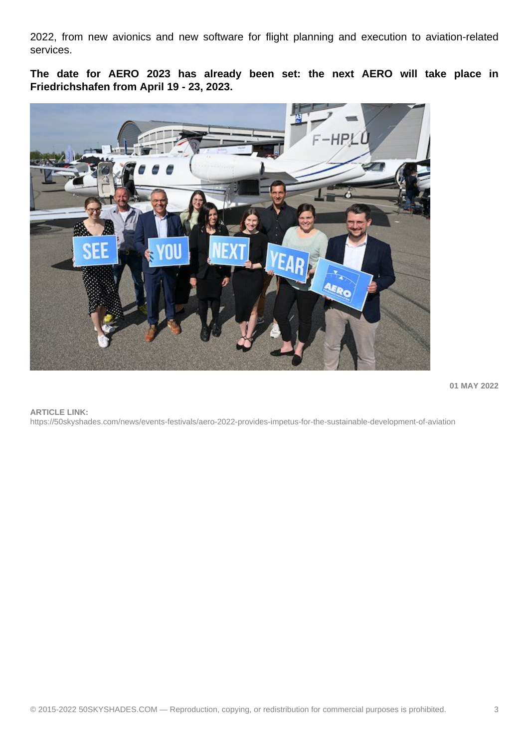2022, from new avionics and new software for flight planning and execution to aviation-related services.

**The date for AERO 2023 has already been set: the next AERO will take place in Friedrichshafen from April 19 - 23, 2023.**

**01 MAY 2022**

**ARTICLE LINK:**
https://50skyshades.com/news/events-festivals/aero-2022-provides-impetus-for-the-sustainable-development-of-aviation